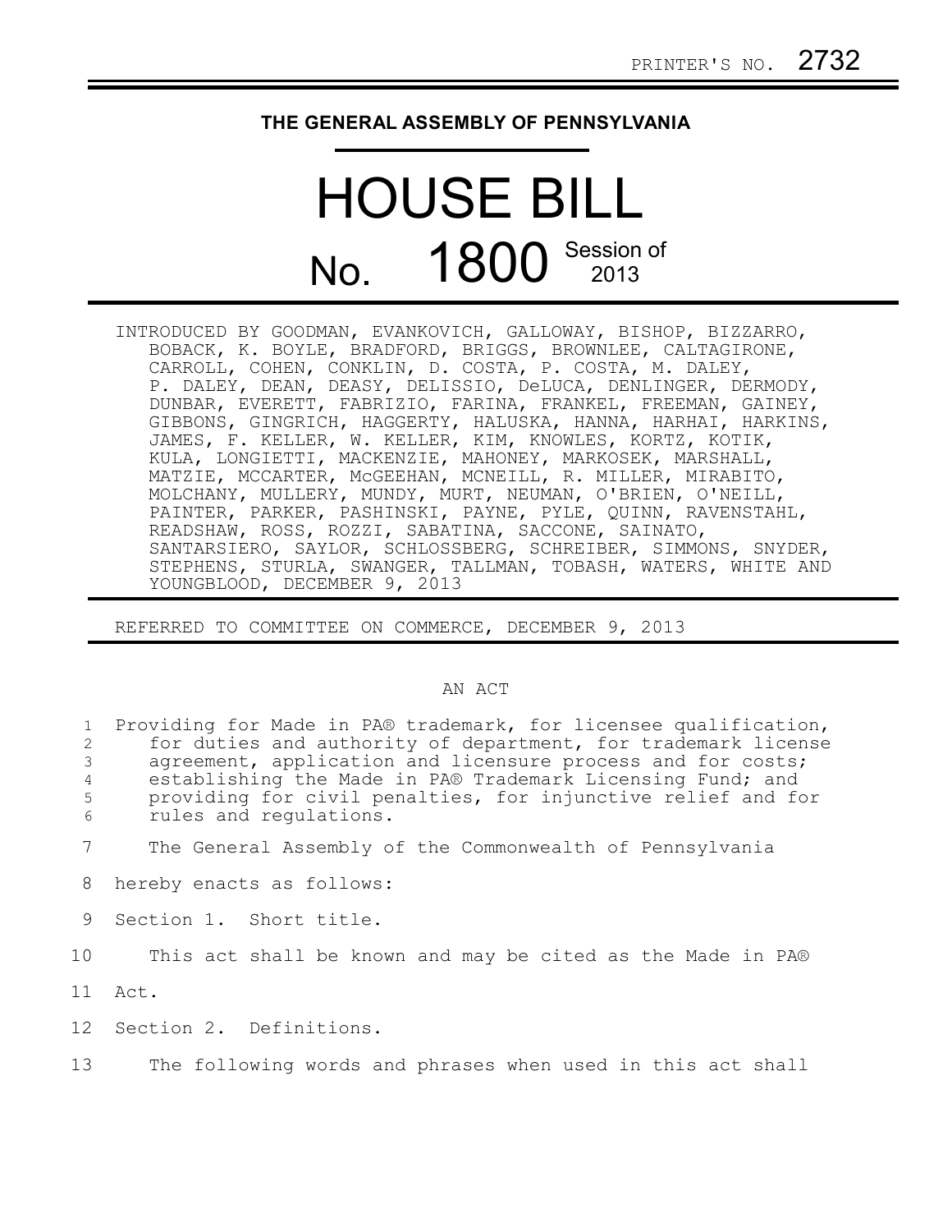PRINTER'S NO. 2732

**THE GENERAL ASSEMBLY OF PENNSYLVANIA**

# HOUSE BILL

## No. 1800 Session of 2013

INTRODUCED BY GOODMAN, EVANKOVICH, GALLOWAY, BISHOP, BIZZARRO, BOBACK, K. BOYLE, BRADFORD, BRIGGS, BROWNLEE, CALTAGIRONE, CARROLL, COHEN, CONKLIN, D. COSTA, P. COSTA, M. DALEY, P. DALEY, DEAN, DEASY, DELISSIO, DeLUCA, DENLINGER, DERMODY, DUNBAR, EVERETT, FABRIZIO, FARINA, FRANKEL, FREEMAN, GAINEY, GIBBONS, GINGRICH, HAGGERTY, HALUSKA, HANNA, HARHAI, HARKINS, JAMES, F. KELLER, W. KELLER, KIM, KNOWLES, KORTZ, KOTIK, KULA, LONGIETTI, MACKENZIE, MAHONEY, MARKOSEK, MARSHALL, MATZIE, MCCARTER, McGEEHAN, MCNEILL, R. MILLER, MIRABITO, MOLCHANY, MULLERY, MUNDY, MURT, NEUMAN, O'BRIEN, O'NEILL, PAINTER, PARKER, PASHINSKI, PAYNE, PYLE, QUINN, RAVENSTAHL, READSHAW, ROSS, ROZZI, SABATINA, SACCONE, SAINATO, SANTARSIERO, SAYLOR, SCHLOSSBERG, SCHREIBER, SIMMONS, SNYDER, STEPHENS, STURLA, SWANGER, TALLMAN, TOBASH, WATERS, WHITE AND YOUNGBLOOD, DECEMBER 9, 2013

REFERRED TO COMMITTEE ON COMMERCE, DECEMBER 9, 2013

AN ACT

Providing for Made in PA® trademark, for licensee qualification, for duties and authority of department, for trademark license agreement, application and licensure process and for costs; establishing the Made in PA® Trademark Licensing Fund; and providing for civil penalties, for injunctive relief and for rules and regulations.

The General Assembly of the Commonwealth of Pennsylvania hereby enacts as follows:

Section 1. Short title.

This act shall be known and may be cited as the Made in PA® Act.

Section 2. Definitions.

The following words and phrases when used in this act shall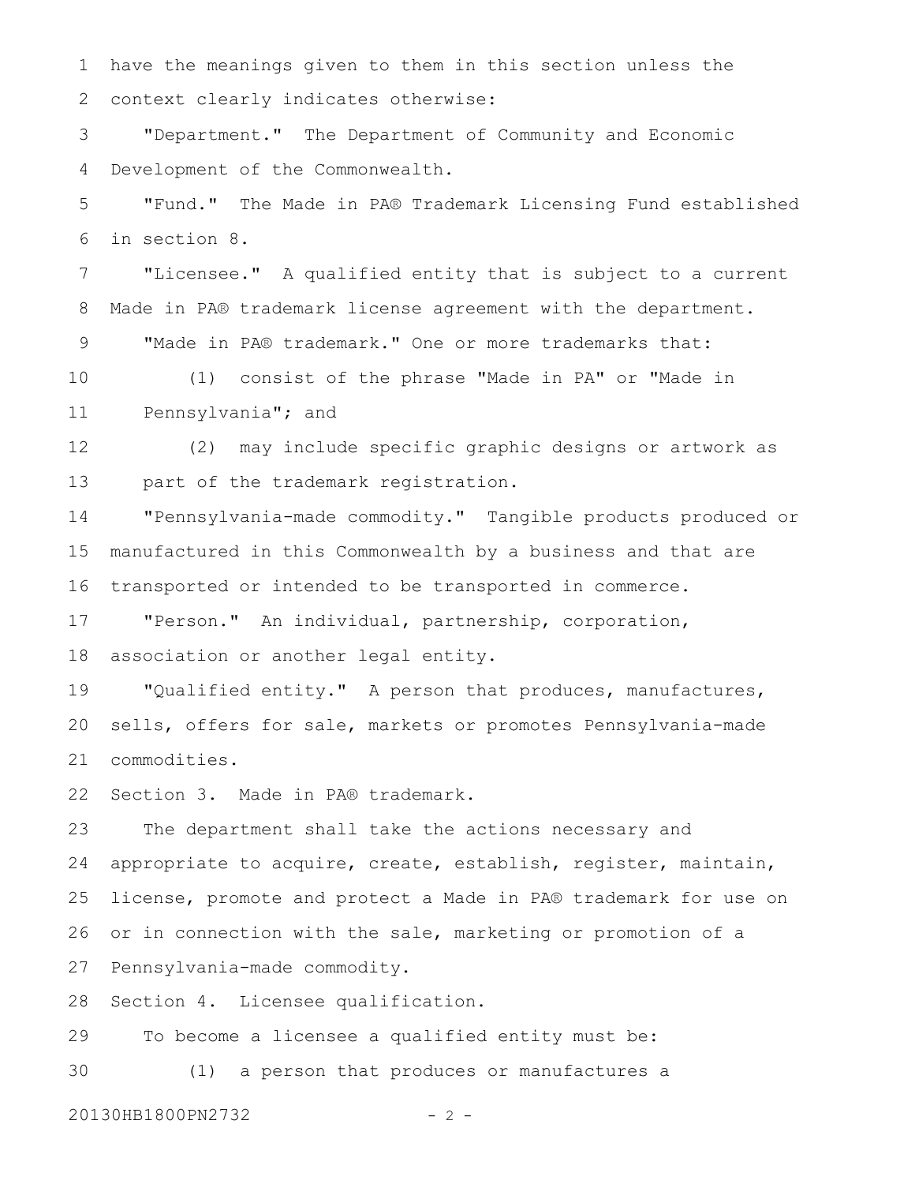have the meanings given to them in this section unless the context clearly indicates otherwise:

"Department." The Department of Community and Economic Development of the Commonwealth.

"Fund." The Made in PA® Trademark Licensing Fund established in section 8.

"Licensee." A qualified entity that is subject to a current Made in PA® trademark license agreement with the department.

"Made in PA® trademark." One or more trademarks that:

(1) consist of the phrase "Made in PA" or "Made in Pennsylvania"; and

(2) may include specific graphic designs or artwork as part of the trademark registration.

"Pennsylvania-made commodity." Tangible products produced or manufactured in this Commonwealth by a business and that are transported or intended to be transported in commerce.

"Person." An individual, partnership, corporation, association or another legal entity.

"Qualified entity." A person that produces, manufactures, sells, offers for sale, markets or promotes Pennsylvania-made commodities.

Section 3. Made in PA® trademark.

The department shall take the actions necessary and appropriate to acquire, create, establish, register, maintain, license, promote and protect a Made in PA® trademark for use on or in connection with the sale, marketing or promotion of a Pennsylvania-made commodity.

Section 4. Licensee qualification.

To become a licensee a qualified entity must be:

(1) a person that produces or manufactures a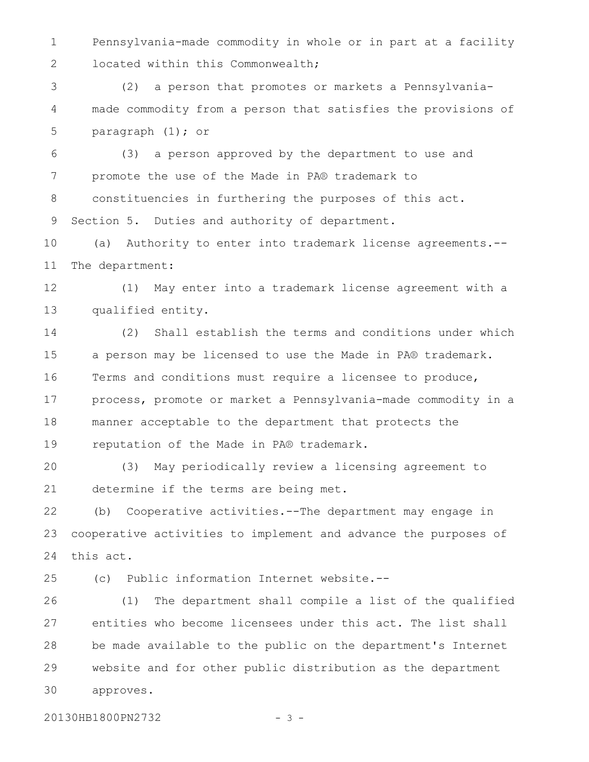Pennsylvania-made commodity in whole or in part at a facility located within this Commonwealth;

(2) a person that promotes or markets a Pennsylvania-made commodity from a person that satisfies the provisions of paragraph (1); or

(3) a person approved by the department to use and promote the use of the Made in PA® trademark to constituencies in furthering the purposes of this act.

Section 5. Duties and authority of department.

(a) Authority to enter into trademark license agreements.--The department:

(1) May enter into a trademark license agreement with a qualified entity.

(2) Shall establish the terms and conditions under which a person may be licensed to use the Made in PA® trademark. Terms and conditions must require a licensee to produce, process, promote or market a Pennsylvania-made commodity in a manner acceptable to the department that protects the reputation of the Made in PA® trademark.

(3) May periodically review a licensing agreement to determine if the terms are being met.

(b) Cooperative activities.--The department may engage in cooperative activities to implement and advance the purposes of this act.

(c) Public information Internet website.--

(1) The department shall compile a list of the qualified entities who become licensees under this act. The list shall be made available to the public on the department's Internet website and for other public distribution as the department approves.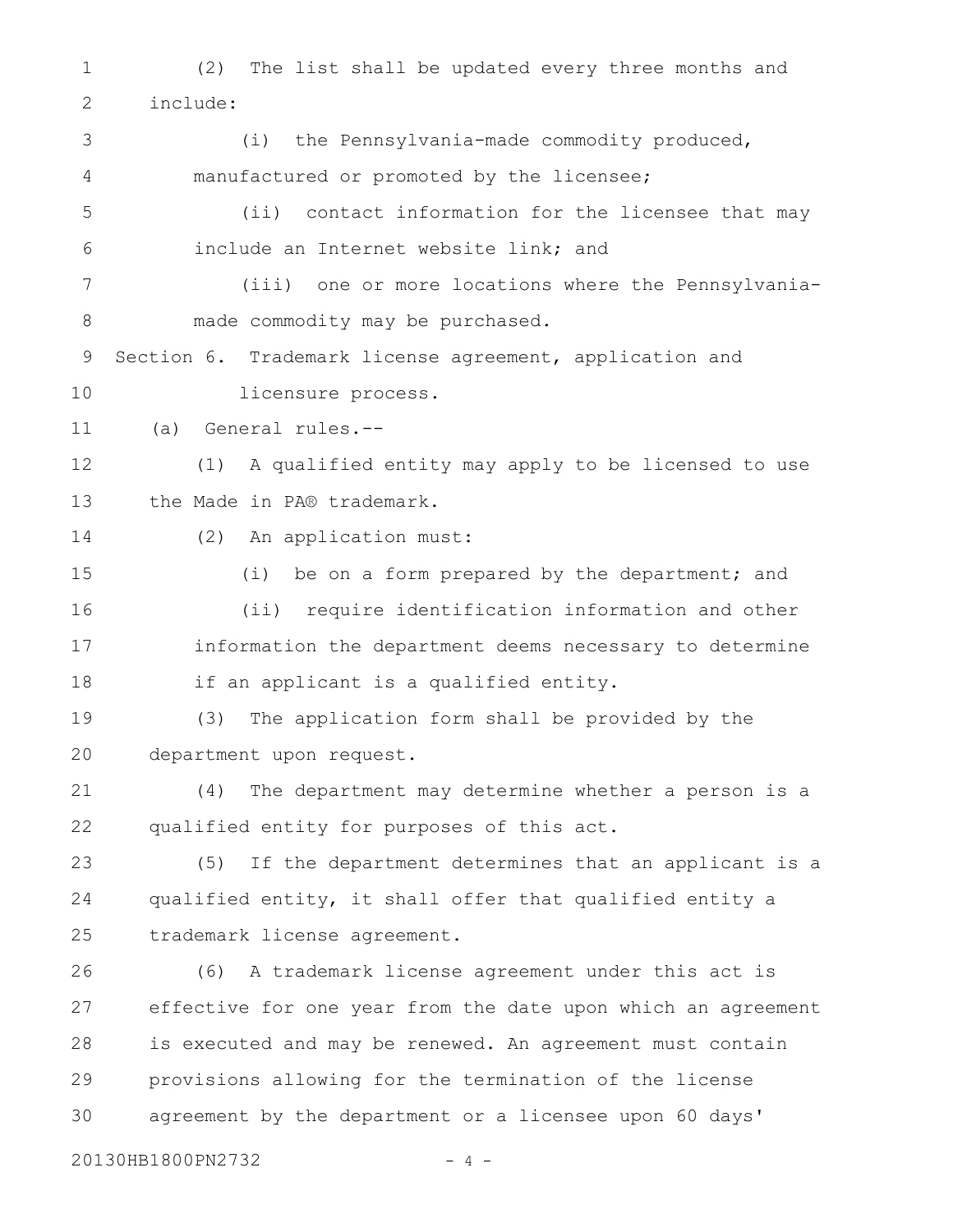(2) The list shall be updated every three months and include:

(i) the Pennsylvania-made commodity produced, manufactured or promoted by the licensee;

(ii) contact information for the licensee that may include an Internet website link; and

(iii) one or more locations where the Pennsylvania-made commodity may be purchased.

Section 6. Trademark license agreement, application and licensure process.

(a) General rules.--

(1) A qualified entity may apply to be licensed to use the Made in PA® trademark.

(2) An application must:

(i) be on a form prepared by the department; and

(ii) require identification information and other information the department deems necessary to determine if an applicant is a qualified entity.

(3) The application form shall be provided by the department upon request.

(4) The department may determine whether a person is a qualified entity for purposes of this act.

(5) If the department determines that an applicant is a qualified entity, it shall offer that qualified entity a trademark license agreement.

(6) A trademark license agreement under this act is effective for one year from the date upon which an agreement is executed and may be renewed. An agreement must contain provisions allowing for the termination of the license agreement by the department or a licensee upon 60 days'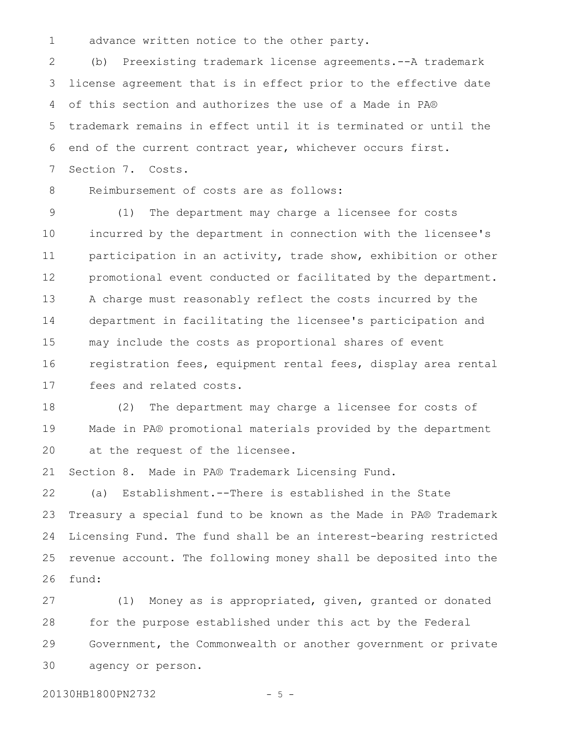advance written notice to the other party.

(b) Preexisting trademark license agreements.--A trademark license agreement that is in effect prior to the effective date of this section and authorizes the use of a Made in PA® trademark remains in effect until it is terminated or until the end of the current contract year, whichever occurs first.

Section 7. Costs.

Reimbursement of costs are as follows:

(1) The department may charge a licensee for costs incurred by the department in connection with the licensee's participation in an activity, trade show, exhibition or other promotional event conducted or facilitated by the department. A charge must reasonably reflect the costs incurred by the department in facilitating the licensee's participation and may include the costs as proportional shares of event registration fees, equipment rental fees, display area rental fees and related costs.

(2) The department may charge a licensee for costs of Made in PA® promotional materials provided by the department at the request of the licensee.

Section 8. Made in PA® Trademark Licensing Fund.

(a) Establishment.--There is established in the State Treasury a special fund to be known as the Made in PA® Trademark Licensing Fund. The fund shall be an interest-bearing restricted revenue account. The following money shall be deposited into the fund:

(1) Money as is appropriated, given, granted or donated for the purpose established under this act by the Federal Government, the Commonwealth or another government or private agency or person.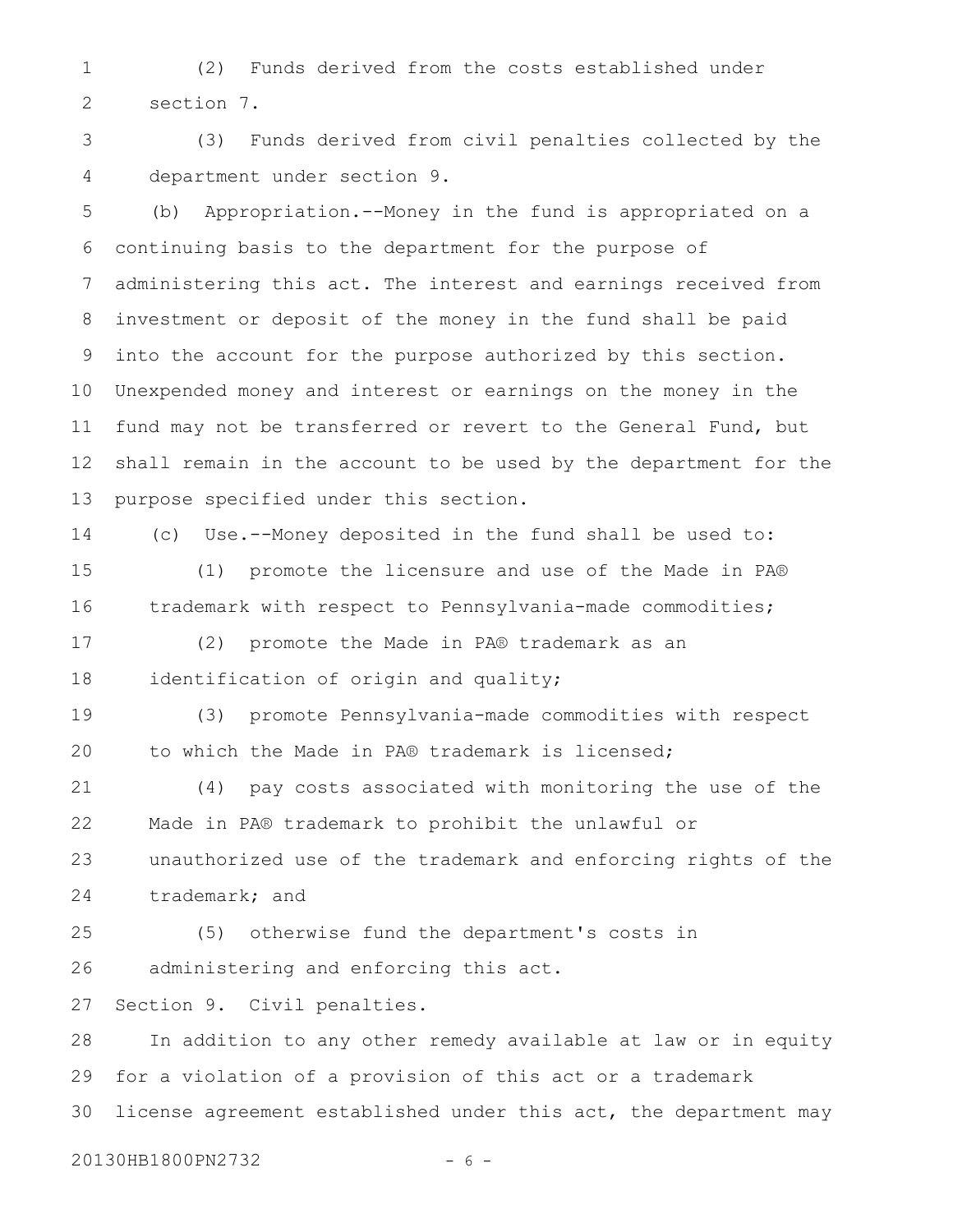(2) Funds derived from the costs established under section 7.

(3) Funds derived from civil penalties collected by the department under section 9.

(b) Appropriation.--Money in the fund is appropriated on a continuing basis to the department for the purpose of administering this act. The interest and earnings received from investment or deposit of the money in the fund shall be paid into the account for the purpose authorized by this section. Unexpended money and interest or earnings on the money in the fund may not be transferred or revert to the General Fund, but shall remain in the account to be used by the department for the purpose specified under this section.

(c) Use.--Money deposited in the fund shall be used to:

(1) promote the licensure and use of the Made in PA® trademark with respect to Pennsylvania-made commodities;

(2) promote the Made in PA® trademark as an identification of origin and quality;

(3) promote Pennsylvania-made commodities with respect to which the Made in PA® trademark is licensed;

(4) pay costs associated with monitoring the use of the Made in PA® trademark to prohibit the unlawful or unauthorized use of the trademark and enforcing rights of the trademark; and

(5) otherwise fund the department's costs in administering and enforcing this act.

Section 9. Civil penalties.

In addition to any other remedy available at law or in equity for a violation of a provision of this act or a trademark license agreement established under this act, the department may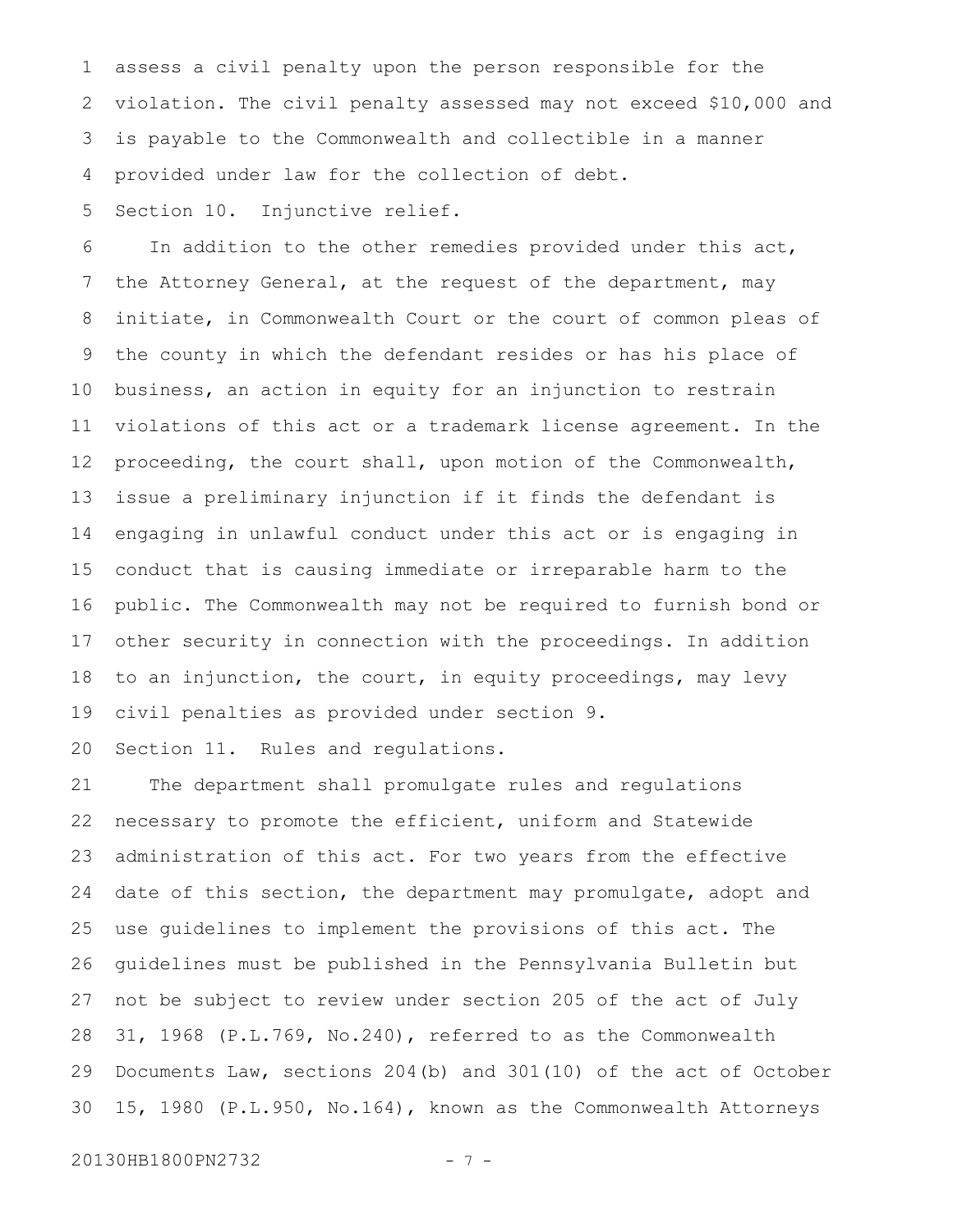assess a civil penalty upon the person responsible for the violation. The civil penalty assessed may not exceed $10,000 and is payable to the Commonwealth and collectible in a manner provided under law for the collection of debt.

Section 10. Injunctive relief.

In addition to the other remedies provided under this act, the Attorney General, at the request of the department, may initiate, in Commonwealth Court or the court of common pleas of the county in which the defendant resides or has his place of business, an action in equity for an injunction to restrain violations of this act or a trademark license agreement. In the proceeding, the court shall, upon motion of the Commonwealth, issue a preliminary injunction if it finds the defendant is engaging in unlawful conduct under this act or is engaging in conduct that is causing immediate or irreparable harm to the public. The Commonwealth may not be required to furnish bond or other security in connection with the proceedings. In addition to an injunction, the court, in equity proceedings, may levy civil penalties as provided under section 9.

Section 11. Rules and regulations.

The department shall promulgate rules and regulations necessary to promote the efficient, uniform and Statewide administration of this act. For two years from the effective date of this section, the department may promulgate, adopt and use guidelines to implement the provisions of this act. The guidelines must be published in the Pennsylvania Bulletin but not be subject to review under section 205 of the act of July 31, 1968 (P.L.769, No.240), referred to as the Commonwealth Documents Law, sections 204(b) and 301(10) of the act of October 15, 1980 (P.L.950, No.164), known as the Commonwealth Attorneys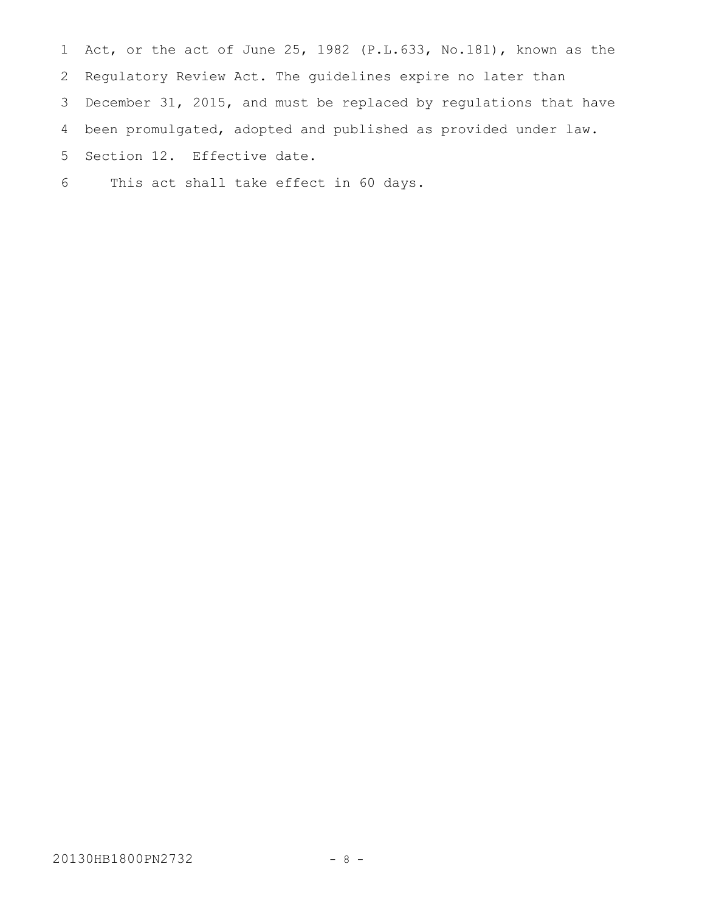Act, or the act of June 25, 1982 (P.L.633, No.181), known as the Regulatory Review Act. The guidelines expire no later than December 31, 2015, and must be replaced by regulations that have been promulgated, adopted and published as provided under law.

Section 12. Effective date.

This act shall take effect in 60 days.